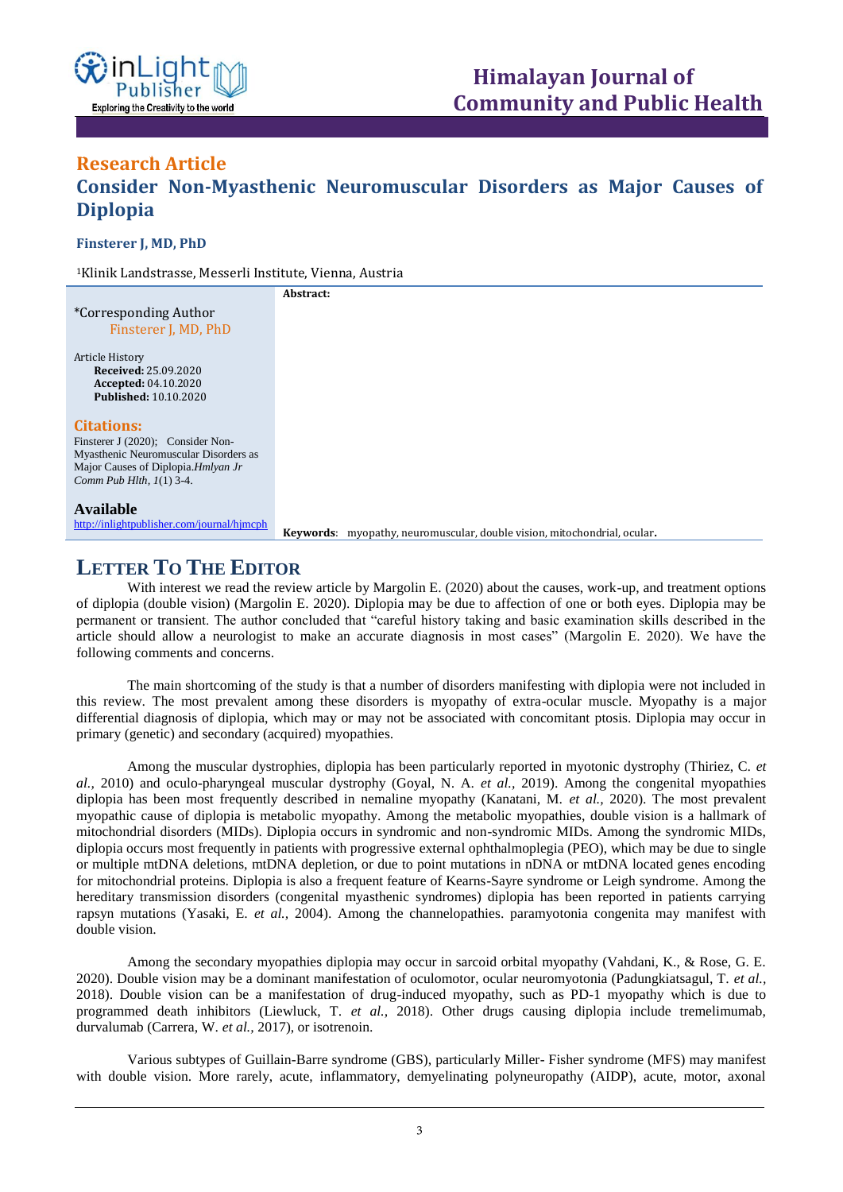## Research Article

# Consider Non-Myasthenic Neuromuscular Disorders as Major Causes of Diplopia

**Finsterer J, MD, PhD**

[1]Klinik Landstrasse, Messerli Institute, Vienna, Austria

*Corresponding Author
Finsterer J, MD, PhD

Article History
**Received:** 25.09.2020
**Accepted:** 04.10.2020
**Published:** 10.10.2020

**Citations:**
Finsterer J (2020); Consider Non-Myasthenic Neuromuscular Disorders as Major Causes of Diplopia. *Hmlyan Jr Comm Pub Hlth*, *1*(1) 3-4.

**Available**
http://inlightpublisher.com/journal/hjmcph

**Abstract:**

**Keywords**: myopathy, neuromuscular, double vision, mitochondrial, ocular.

## Letter To The Editor

With interest we read the review article by Margolin E. (2020) about the causes, work-up, and treatment options of diplopia (double vision) (Margolin E. 2020). Diplopia may be due to affection of one or both eyes. Diplopia may be permanent or transient. The author concluded that "careful history taking and basic examination skills described in the article should allow a neurologist to make an accurate diagnosis in most cases" (Margolin E. 2020). We have the following comments and concerns.

The main shortcoming of the study is that a number of disorders manifesting with diplopia were not included in this review. The most prevalent among these disorders is myopathy of extra-ocular muscle. Myopathy is a major differential diagnosis of diplopia, which may or may not be associated with concomitant ptosis. Diplopia may occur in primary (genetic) and secondary (acquired) myopathies.

Among the muscular dystrophies, diplopia has been particularly reported in myotonic dystrophy (Thiriez, C. *et al.*, 2010) and oculo-pharyngeal muscular dystrophy (Goyal, N. A. *et al.*, 2019). Among the congenital myopathies diplopia has been most frequently described in nemaline myopathy (Kanatani, M. *et al.*, 2020). The most prevalent myopathic cause of diplopia is metabolic myopathy. Among the metabolic myopathies, double vision is a hallmark of mitochondrial disorders (MIDs). Diplopia occurs in syndromic and non-syndromic MIDs. Among the syndromic MIDs, diplopia occurs most frequently in patients with progressive external ophthalmoplegia (PEO), which may be due to single or multiple mtDNA deletions, mtDNA depletion, or due to point mutations in nDNA or mtDNA located genes encoding for mitochondrial proteins. Diplopia is also a frequent feature of Kearns-Sayre syndrome or Leigh syndrome. Among the hereditary transmission disorders (congenital myasthenic syndromes) diplopia has been reported in patients carrying rapsyn mutations (Yasaki, E. *et al.*, 2004). Among the channelopathies. paramyotonia congenita may manifest with double vision.

Among the secondary myopathies diplopia may occur in sarcoid orbital myopathy (Vahdani, K., & Rose, G. E. 2020). Double vision may be a dominant manifestation of oculomotor, ocular neuromyotonia (Padungkiatsagul, T. *et al.*, 2018). Double vision can be a manifestation of drug-induced myopathy, such as PD-1 myopathy which is due to programmed death inhibitors (Liewluck, T. *et al.*, 2018). Other drugs causing diplopia include tremelimumab, durvalumab (Carrera, W. *et al.*, 2017), or isotrenoin.

Various subtypes of Guillain-Barre syndrome (GBS), particularly Miller- Fisher syndrome (MFS) may manifest with double vision. More rarely, acute, inflammatory, demyelinating polyneuropathy (AIDP), acute, motor, axonal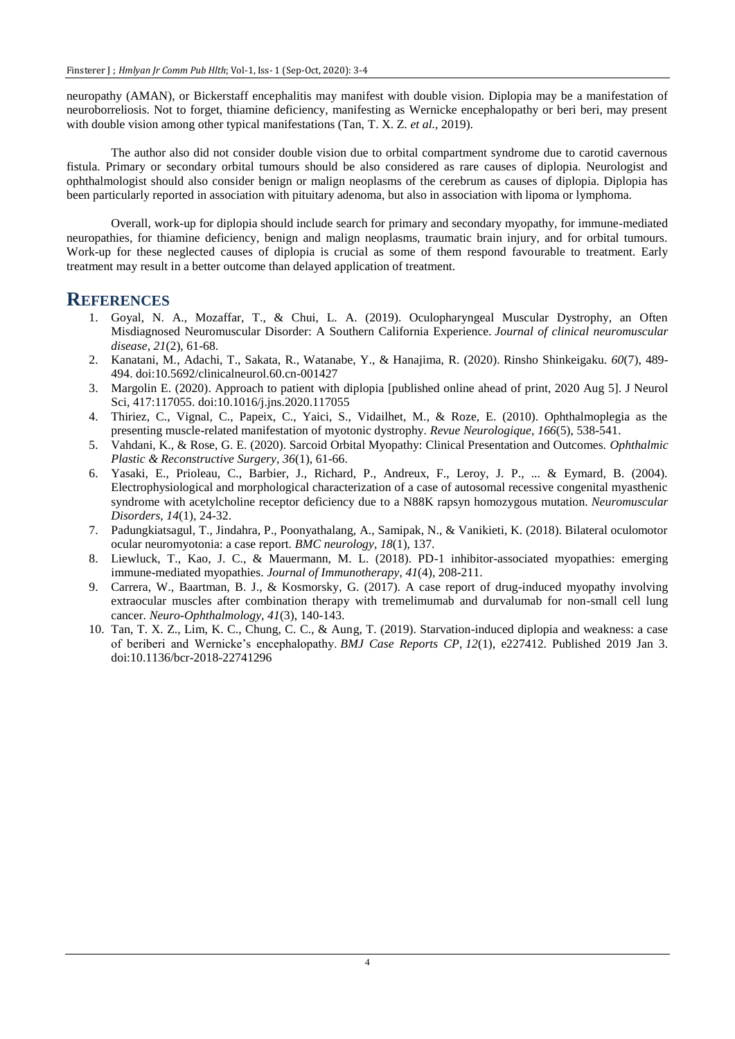neuropathy (AMAN), or Bickerstaff encephalitis may manifest with double vision. Diplopia may be a manifestation of neuroborreliosis. Not to forget, thiamine deficiency, manifesting as Wernicke encephalopathy or beri beri, may present with double vision among other typical manifestations (Tan, T. X. Z. *et al.*, 2019).

The author also did not consider double vision due to orbital compartment syndrome due to carotid cavernous fistula. Primary or secondary orbital tumours should be also considered as rare causes of diplopia. Neurologist and ophthalmologist should also consider benign or malign neoplasms of the cerebrum as causes of diplopia. Diplopia has been particularly reported in association with pituitary adenoma, but also in association with lipoma or lymphoma.

Overall, work-up for diplopia should include search for primary and secondary myopathy, for immune-mediated neuropathies, for thiamine deficiency, benign and malign neoplasms, traumatic brain injury, and for orbital tumours. Work-up for these neglected causes of diplopia is crucial as some of them respond favourable to treatment. Early treatment may result in a better outcome than delayed application of treatment.

## REFERENCES

1. Goyal, N. A., Mozaffar, T., & Chui, L. A. (2019). Oculopharyngeal Muscular Dystrophy, an Often Misdiagnosed Neuromuscular Disorder: A Southern California Experience. *Journal of clinical neuromuscular disease*, *21*(2), 61-68.
2. Kanatani, M., Adachi, T., Sakata, R., Watanabe, Y., & Hanajima, R. (2020). Rinsho Shinkeigaku. *60*(7), 489-494. doi:10.5692/clinicalneurol.60.cn-001427
3. Margolin E. (2020). Approach to patient with diplopia [published online ahead of print, 2020 Aug 5]. J Neurol Sci, 417:117055. doi:10.1016/j.jns.2020.117055
4. Thiriez, C., Vignal, C., Papeix, C., Yaici, S., Vidailhet, M., & Roze, E. (2010). Ophthalmoplegia as the presenting muscle-related manifestation of myotonic dystrophy. *Revue Neurologique*, *166*(5), 538-541.
5. Vahdani, K., & Rose, G. E. (2020). Sarcoid Orbital Myopathy: Clinical Presentation and Outcomes. *Ophthalmic Plastic & Reconstructive Surgery*, *36*(1), 61-66.
6. Yasaki, E., Prioleau, C., Barbier, J., Richard, P., Andreux, F., Leroy, J. P., ... & Eymard, B. (2004). Electrophysiological and morphological characterization of a case of autosomal recessive congenital myasthenic syndrome with acetylcholine receptor deficiency due to a N88K rapsyn homozygous mutation. *Neuromuscular Disorders*, *14*(1), 24-32.
7. Padungkiatsagul, T., Jindahra, P., Poonyathalang, A., Samipak, N., & Vanikieti, K. (2018). Bilateral oculomotor ocular neuromyotonia: a case report. *BMC neurology*, *18*(1), 137.
8. Liewluck, T., Kao, J. C., & Mauermann, M. L. (2018). PD-1 inhibitor-associated myopathies: emerging immune-mediated myopathies. *Journal of Immunotherapy*, *41*(4), 208-211.
9. Carrera, W., Baartman, B. J., & Kosmorsky, G. (2017). A case report of drug-induced myopathy involving extraocular muscles after combination therapy with tremelimumab and durvalumab for non-small cell lung cancer. *Neuro-Ophthalmology*, *41*(3), 140-143.
10. Tan, T. X. Z., Lim, K. C., Chung, C. C., & Aung, T. (2019). Starvation-induced diplopia and weakness: a case of beriberi and Wernicke's encephalopathy. *BMJ Case Reports CP*, *12*(1), e227412. Published 2019 Jan 3. doi:10.1136/bcr-2018-22741296